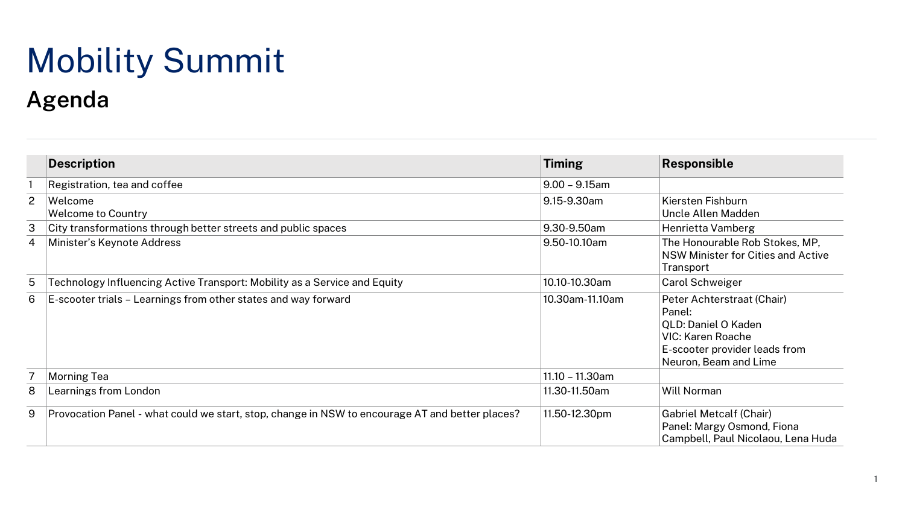# Mobility Summit

## Agenda

| | Description | Timing | Responsible |
|---|---|---|---|
| 1 | Registration, tea and coffee | 9.00 – 9.15am | |
| 2 | Welcome<br>Welcome to Country | 9.15-9.30am | Kiersten Fishburn<br>Uncle Allen Madden |
| 3 | City transformations through better streets and public spaces | 9.30-9.50am | Henrietta Vamberg |
| 4 | Minister's Keynote Address | 9.50-10.10am | The Honourable Rob Stokes, MP, NSW Minister for Cities and Active Transport |
| 5 | Technology Influencing Active Transport: Mobility as a Service and Equity | 10.10-10.30am | Carol Schweiger |
| 6 | E-scooter trials – Learnings from other states and way forward | 10.30am-11.10am | Peter Achterstraat (Chair)<br>Panel:<br>QLD: Daniel O Kaden<br>VIC: Karen Roache<br>E-scooter provider leads from Neuron, Beam and Lime |
| 7 | Morning Tea | 11.10 – 11.30am | |
| 8 | Learnings from London | 11.30-11.50am | Will Norman |
| 9 | Provocation Panel - what could we start, stop, change in NSW to encourage AT and better places? | 11.50-12.30pm | Gabriel Metcalf (Chair)<br>Panel: Margy Osmond, Fiona Campbell, Paul Nicolaou, Lena Huda |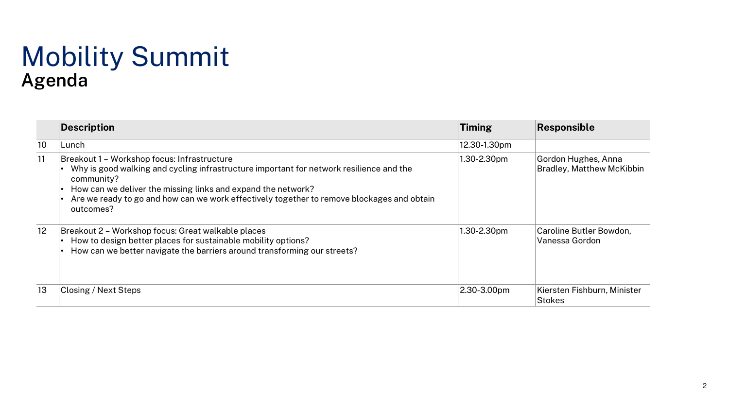# Mobility Summit

## Agenda

| | Description | Timing | Responsible |
|---|---|---|---|
| 10 | Lunch | 12.30-1.30pm | |
| 11 | Breakout 1 – Workshop focus: Infrastructure<br>• Why is good walking and cycling infrastructure important for network resilience and the community?<br>• How can we deliver the missing links and expand the network?<br>• Are we ready to go and how can we work effectively together to remove blockages and obtain outcomes? | 1.30-2.30pm | Gordon Hughes, Anna Bradley, Matthew McKibbin |
| 12 | Breakout 2 – Workshop focus: Great walkable places<br>• How to design better places for sustainable mobility options?<br>• How can we better navigate the barriers around transforming our streets? | 1.30-2.30pm | Caroline Butler Bowdon, Vanessa Gordon |
| 13 | Closing / Next Steps | 2.30-3.00pm | Kiersten Fishburn, Minister Stokes |